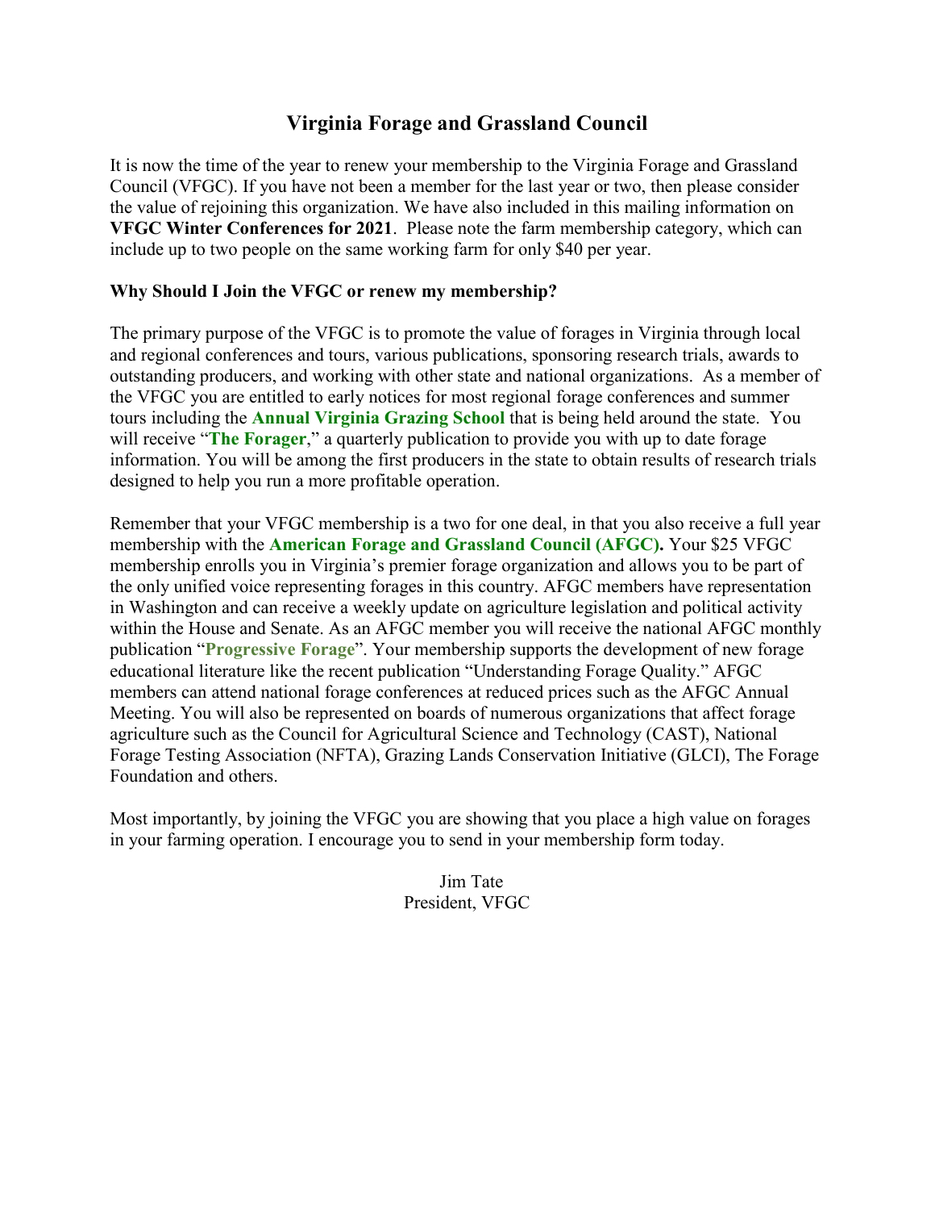# Virginia Forage and Grassland Council

It is now the time of the year to renew your membership to the Virginia Forage and Grassland Council (VFGC). If you have not been a member for the last year or two, then please consider the value of rejoining this organization. We have also included in this mailing information on **VFGC Winter Conferences for 2021**. Please note the farm membership category, which can include up to two people on the same working farm for only $40 per year.

**Why Should I Join the VFGC or renew my membership?**

The primary purpose of the VFGC is to promote the value of forages in Virginia through local and regional conferences and tours, various publications, sponsoring research trials, awards to outstanding producers, and working with other state and national organizations. As a member of the VFGC you are entitled to early notices for most regional forage conferences and summer tours including the **Annual Virginia Grazing School** that is being held around the state. You will receive "**The Forager**," a quarterly publication to provide you with up to date forage information. You will be among the first producers in the state to obtain results of research trials designed to help you run a more profitable operation.

Remember that your VFGC membership is a two for one deal, in that you also receive a full year membership with the **American Forage and Grassland Council (AFGC).** Your $25 VFGC membership enrolls you in Virginia's premier forage organization and allows you to be part of the only unified voice representing forages in this country. AFGC members have representation in Washington and can receive a weekly update on agriculture legislation and political activity within the House and Senate. As an AFGC member you will receive the national AFGC monthly publication "**Progressive Forage**". Your membership supports the development of new forage educational literature like the recent publication "Understanding Forage Quality." AFGC members can attend national forage conferences at reduced prices such as the AFGC Annual Meeting. You will also be represented on boards of numerous organizations that affect forage agriculture such as the Council for Agricultural Science and Technology (CAST), National Forage Testing Association (NFTA), Grazing Lands Conservation Initiative (GLCI), The Forage Foundation and others.

Most importantly, by joining the VFGC you are showing that you place a high value on forages in your farming operation. I encourage you to send in your membership form today.

Jim Tate
President, VFGC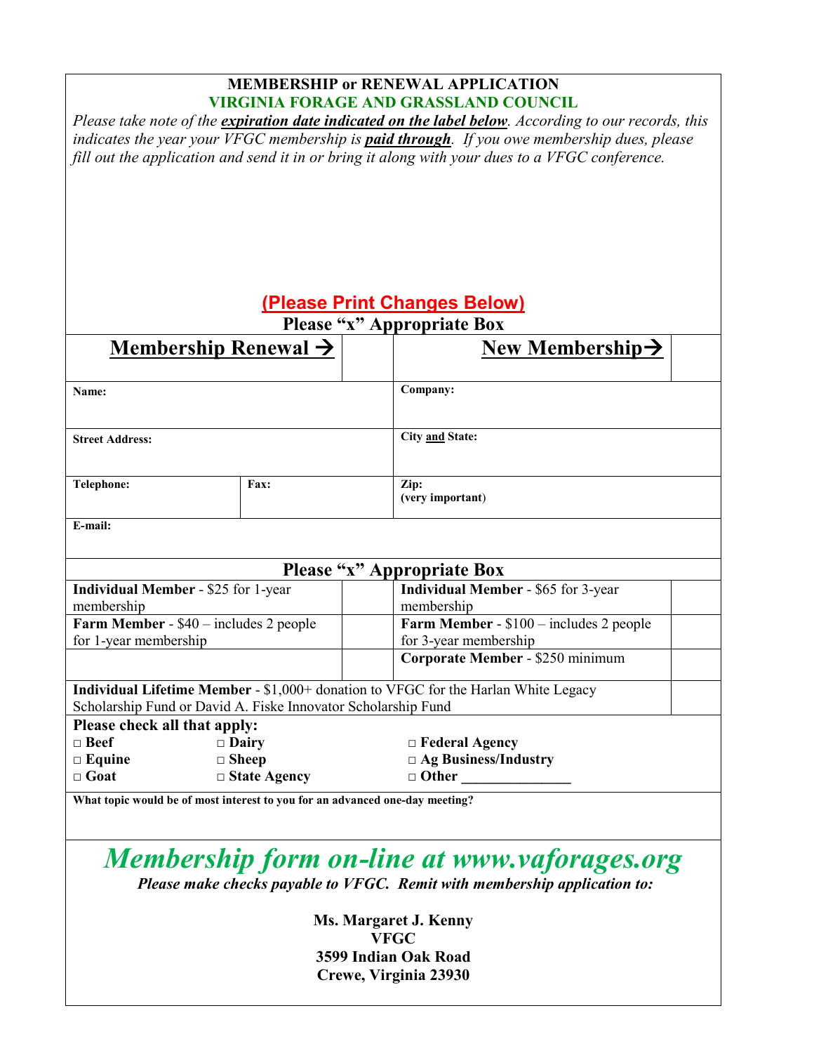**MEMBERSHIP or RENEWAL APPLICATION**

**VIRGINIA FORAGE AND GRASSLAND COUNCIL**

*Please take note of the **expiration date indicated on the label below**. According to our records, this indicates the year your VFGC membership is **paid through**. If you owe membership dues, please fill out the application and send it in or bring it along with your dues to a VFGC conference.*

**(Please Print Changes Below)**

**Please "x" Appropriate Box**

| | | | |
|---|---|---|---|
| **Membership Renewal →** | | **New Membership→** | |
| **Name:** | | **Company:** | |
| **Street Address:** | | **City and State:** | |
| **Telephone:** | **Fax:** | **Zip:** (very important) | |
| **E-mail:** | | | |

**Please "x" Appropriate Box**

| | | | |
|---|---|---|---|
| **Individual Member** - $25 for 1-year membership | | **Individual Member** - $65 for 3-year membership | |
| **Farm Member** - $40 – includes 2 people for 1-year membership | | **Farm Member** - $100 – includes 2 people for 3-year membership | |
| | | **Corporate Member** - $250 minimum | |
| **Individual Lifetime Member** - $1,000+ donation to VFGC for the Harlan White Legacy Scholarship Fund or David A. Fiske Innovator Scholarship Fund | | | |

**Please check all that apply:**

- □ **Beef**
- □ **Dairy**
- □ **Federal Agency**
- □ **Equine**
- □ **Sheep**
- □ **Ag Business/Industry**
- □ **Goat**
- □ **State Agency**
- □ **Other _______________**

**What topic would be of most interest to you for an advanced one-day meeting?**

# *Membership form on-line at www.vaforages.org*

***Please make checks payable to VFGC. Remit with membership application to:***

**Ms. Margaret J. Kenny**
**VFGC**
**3599 Indian Oak Road**
**Crewe, Virginia 23930**